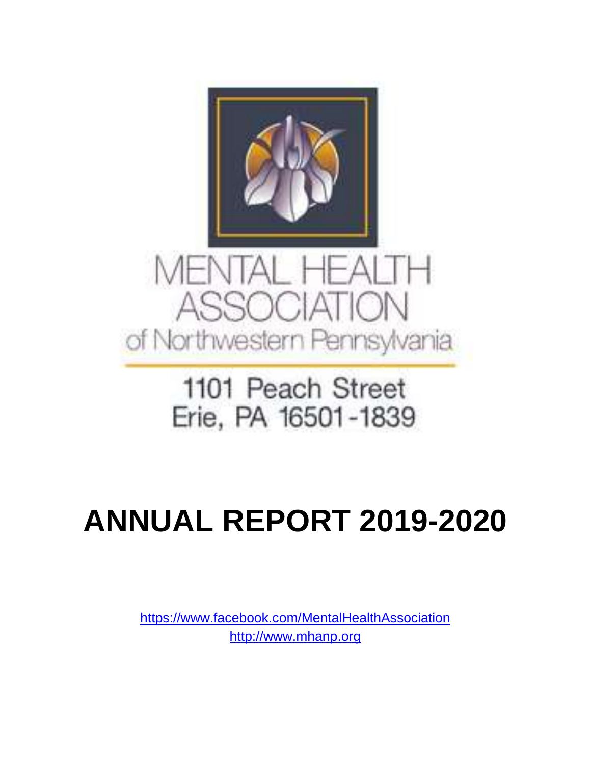MENTAL HEALTH ASSOCIATION

of Northwestern Pennsylvania

1101 Peach Street
Erie, PA 16501-1839

# ANNUAL REPORT 2019-2020

https://www.facebook.com/MentalHealthAssociation
http://www.mhanp.org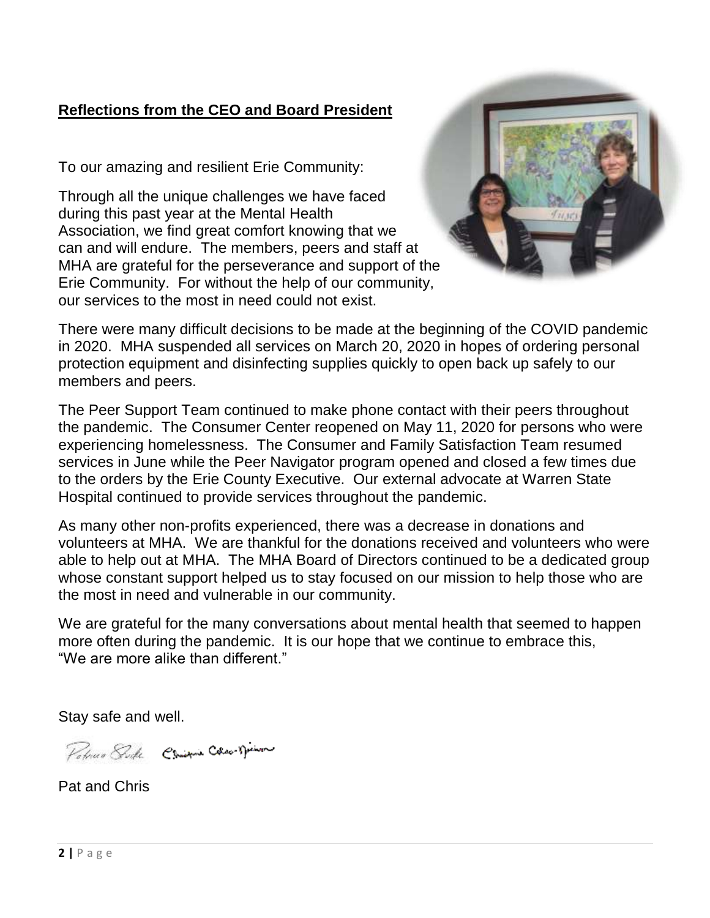**Reflections from the CEO and Board President**

To our amazing and resilient Erie Community:

Through all the unique challenges we have faced during this past year at the Mental Health Association, we find great comfort knowing that we can and will endure. The members, peers and staff at MHA are grateful for the perseverance and support of the Erie Community. For without the help of our community, our services to the most in need could not exist.

There were many difficult decisions to be made at the beginning of the COVID pandemic in 2020. MHA suspended all services on March 20, 2020 in hopes of ordering personal protection equipment and disinfecting supplies quickly to open back up safely to our members and peers.

The Peer Support Team continued to make phone contact with their peers throughout the pandemic. The Consumer Center reopened on May 11, 2020 for persons who were experiencing homelessness. The Consumer and Family Satisfaction Team resumed services in June while the Peer Navigator program opened and closed a few times due to the orders by the Erie County Executive. Our external advocate at Warren State Hospital continued to provide services throughout the pandemic.

As many other non-profits experienced, there was a decrease in donations and volunteers at MHA. We are thankful for the donations received and volunteers who were able to help out at MHA. The MHA Board of Directors continued to be a dedicated group whose constant support helped us to stay focused on our mission to help those who are the most in need and vulnerable in our community.

We are grateful for the many conversations about mental health that seemed to happen more often during the pandemic. It is our hope that we continue to embrace this, "We are more alike than different."

Stay safe and well.

Pat and Chris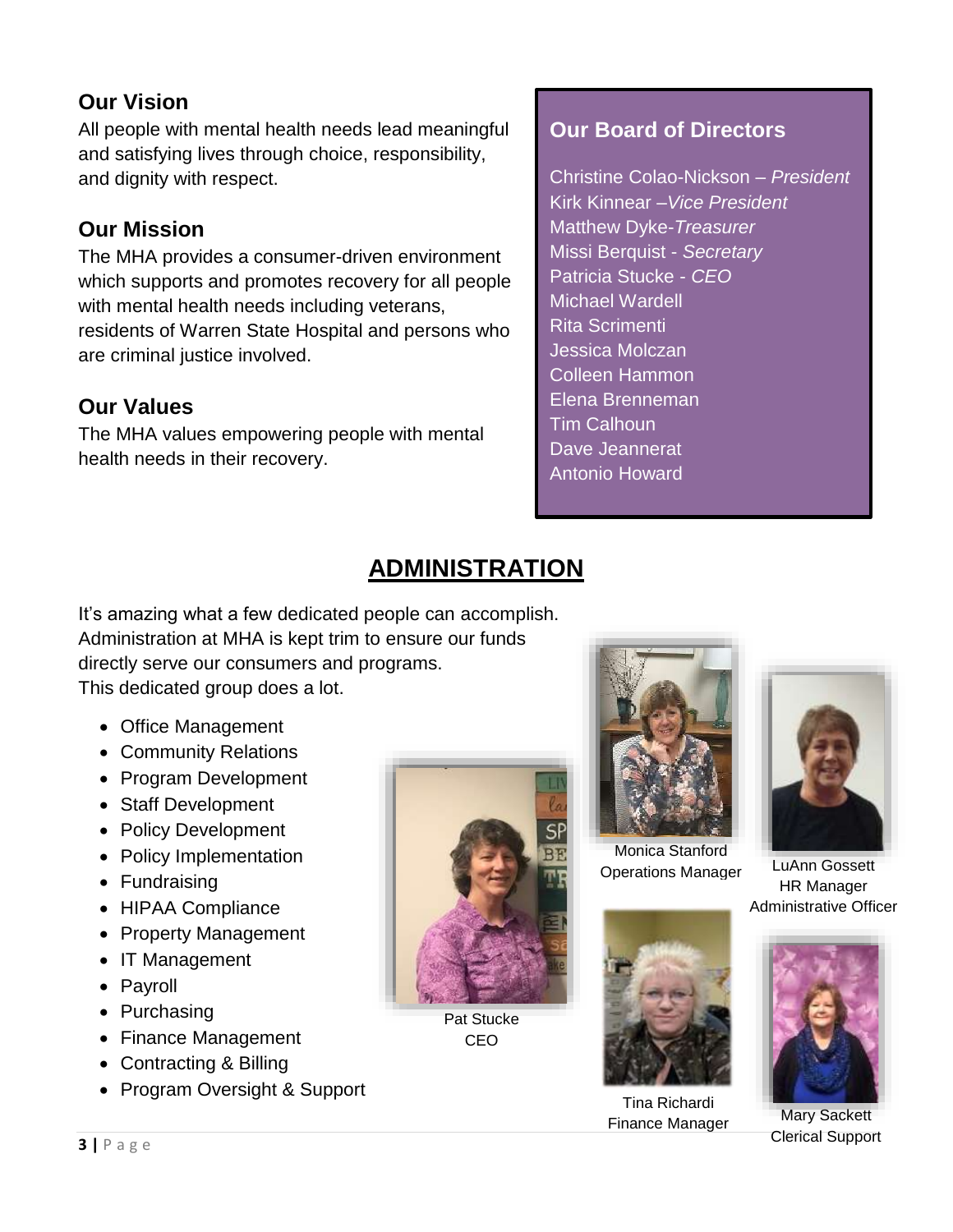## Our Vision

All people with mental health needs lead meaningful and satisfying lives through choice, responsibility, and dignity with respect.

## Our Mission

The MHA provides a consumer-driven environment which supports and promotes recovery for all people with mental health needs including veterans, residents of Warren State Hospital and persons who are criminal justice involved.

## Our Values

The MHA values empowering people with mental health needs in their recovery.

## Our Board of Directors

Christine Colao-Nickson – *President*
Kirk Kinnear –*Vice President*
Matthew Dyke-*Treasurer*
Missi Berquist - *Secretary*
Patricia Stucke - *CEO*
Michael Wardell
Rita Scrimenti
Jessica Molczan
Colleen Hammon
Elena Brenneman
Tim Calhoun
Dave Jeannerat
Antonio Howard

# ADMINISTRATION

It's amazing what a few dedicated people can accomplish. Administration at MHA is kept trim to ensure our funds directly serve our consumers and programs. This dedicated group does a lot.

- Office Management
- Community Relations
- Program Development
- Staff Development
- Policy Development
- Policy Implementation
- Fundraising
- HIPAA Compliance
- Property Management
- IT Management
- Payroll
- Purchasing
- Finance Management
- Contracting & Billing
- Program Oversight & Support

Pat Stucke
CEO

Monica Stanford
Operations Manager

LuAnn Gossett
HR Manager
Administrative Officer

Tina Richardi
Finance Manager

Mary Sackett
Clerical Support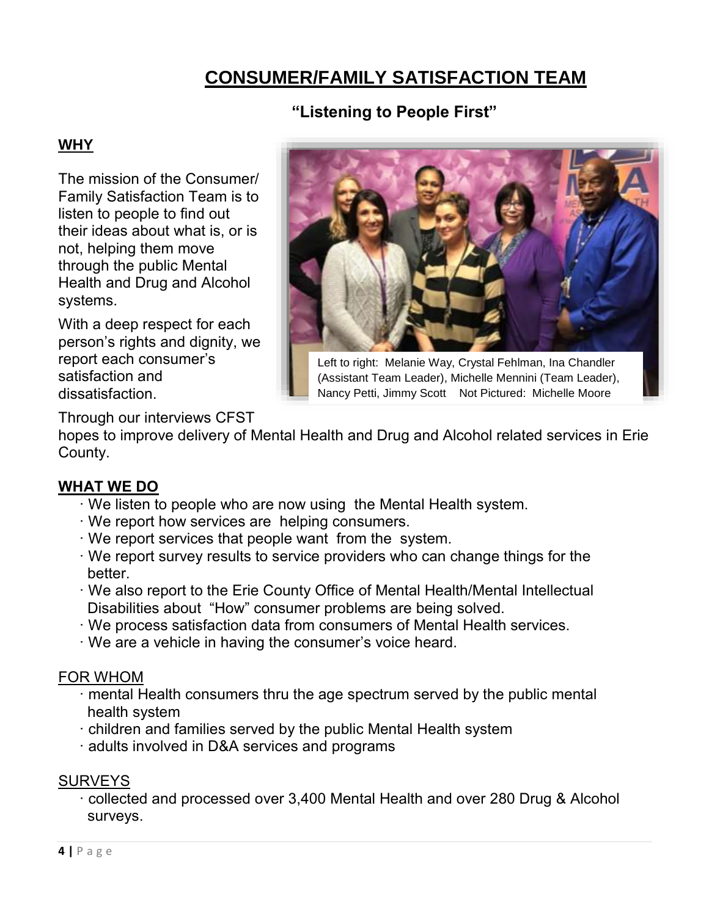# CONSUMER/FAMILY SATISFACTION TEAM

### "Listening to People First"

**WHY**

The mission of the Consumer/ Family Satisfaction Team is to listen to people to find out their ideas about what is, or is not, helping them move through the public Mental Health and Drug and Alcohol systems.

With a deep respect for each person's rights and dignity, we report each consumer's satisfaction and dissatisfaction.

Left to right: Melanie Way, Crystal Fehlman, Ina Chandler (Assistant Team Leader), Michelle Mennini (Team Leader), Nancy Petti, Jimmy Scott Not Pictured: Michelle Moore

Through our interviews CFST hopes to improve delivery of Mental Health and Drug and Alcohol related services in Erie County.

**WHAT WE DO**

- We listen to people who are now using the Mental Health system.
- We report how services are helping consumers.
- We report services that people want from the system.
- We report survey results to service providers who can change things for the better.
- We also report to the Erie County Office of Mental Health/Mental Intellectual Disabilities about "How" consumer problems are being solved.
- We process satisfaction data from consumers of Mental Health services.
- We are a vehicle in having the consumer's voice heard.

FOR WHOM

- mental Health consumers thru the age spectrum served by the public mental health system
- children and families served by the public Mental Health system
- adults involved in D&A services and programs

SURVEYS

- collected and processed over 3,400 Mental Health and over 280 Drug & Alcohol surveys.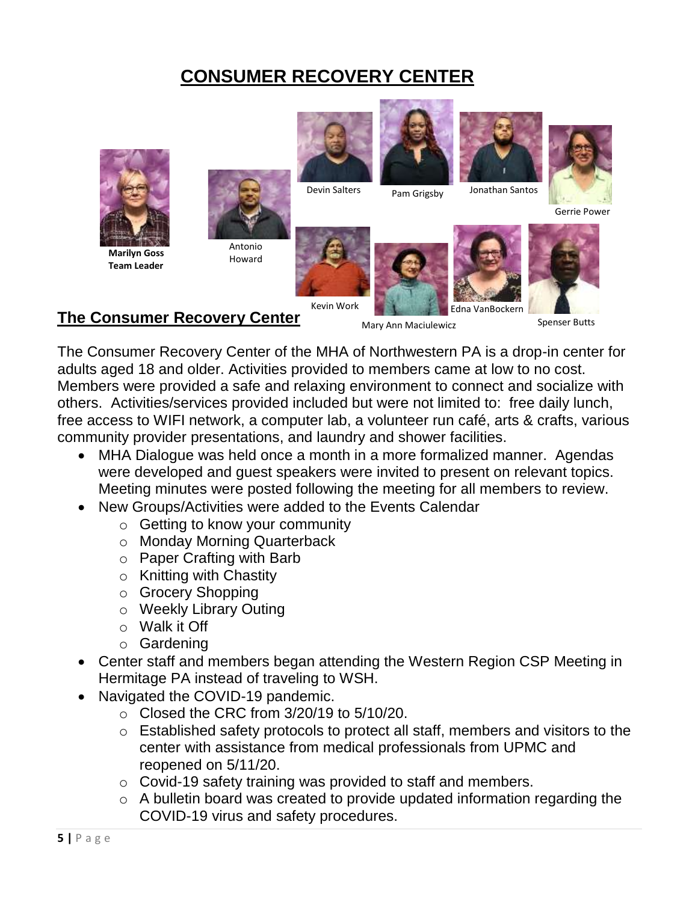# CONSUMER RECOVERY CENTER

**Marilyn Goss**
**Team Leader**

Antonio Howard

Devin Salters

Pam Grigsby

Jonathan Santos

Gerrie Power

Kevin Work

Mary Ann Maciulewicz

Edna VanBockern

Spenser Butts

## The Consumer Recovery Center

The Consumer Recovery Center of the MHA of Northwestern PA is a drop-in center for adults aged 18 and older. Activities provided to members came at low to no cost. Members were provided a safe and relaxing environment to connect and socialize with others. Activities/services provided included but were not limited to: free daily lunch, free access to WIFI network, a computer lab, a volunteer run café, arts & crafts, various community provider presentations, and laundry and shower facilities.

- MHA Dialogue was held once a month in a more formalized manner. Agendas were developed and guest speakers were invited to present on relevant topics. Meeting minutes were posted following the meeting for all members to review.
- New Groups/Activities were added to the Events Calendar
  - Getting to know your community
  - Monday Morning Quarterback
  - Paper Crafting with Barb
  - Knitting with Chastity
  - Grocery Shopping
  - Weekly Library Outing
  - Walk it Off
  - Gardening
- Center staff and members began attending the Western Region CSP Meeting in Hermitage PA instead of traveling to WSH.
- Navigated the COVID-19 pandemic.
  - Closed the CRC from 3/20/19 to 5/10/20.
  - Established safety protocols to protect all staff, members and visitors to the center with assistance from medical professionals from UPMC and reopened on 5/11/20.
  - Covid-19 safety training was provided to staff and members.
  - A bulletin board was created to provide updated information regarding the COVID-19 virus and safety procedures.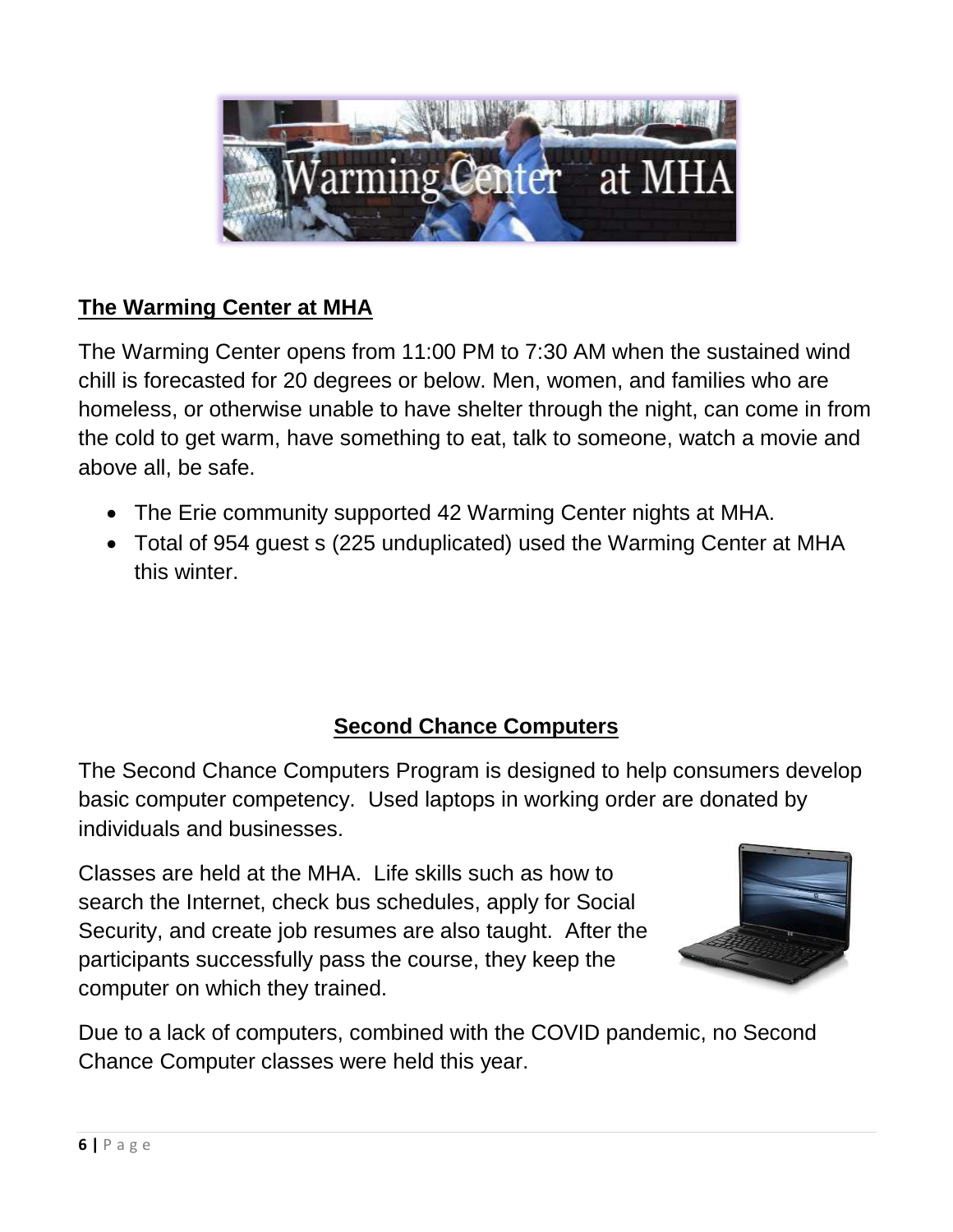## The Warming Center at MHA

The Warming Center opens from 11:00 PM to 7:30 AM when the sustained wind chill is forecasted for 20 degrees or below. Men, women, and families who are homeless, or otherwise unable to have shelter through the night, can come in from the cold to get warm, have something to eat, talk to someone, watch a movie and above all, be safe.

- The Erie community supported 42 Warming Center nights at MHA.
- Total of 954 guest s (225 unduplicated) used the Warming Center at MHA this winter.

## Second Chance Computers

The Second Chance Computers Program is designed to help consumers develop basic computer competency. Used laptops in working order are donated by individuals and businesses.

Classes are held at the MHA. Life skills such as how to search the Internet, check bus schedules, apply for Social Security, and create job resumes are also taught. After the participants successfully pass the course, they keep the computer on which they trained.

Due to a lack of computers, combined with the COVID pandemic, no Second Chance Computer classes were held this year.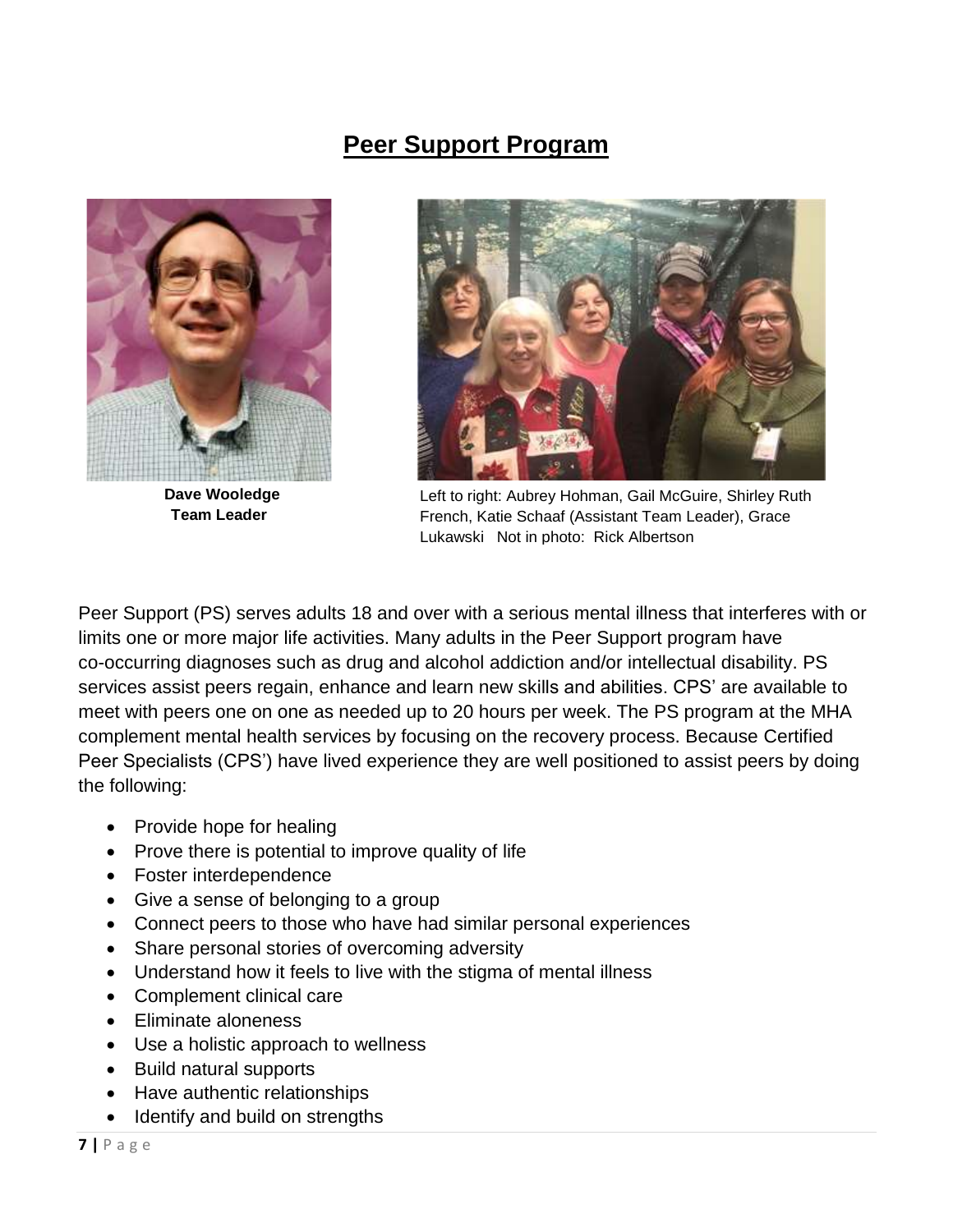# Peer Support Program

**Dave Wooledge**
**Team Leader**

Left to right: Aubrey Hohman, Gail McGuire, Shirley Ruth French, Katie Schaaf (Assistant Team Leader), Grace Lukawski Not in photo: Rick Albertson

Peer Support (PS) serves adults 18 and over with a serious mental illness that interferes with or limits one or more major life activities. Many adults in the Peer Support program have co-occurring diagnoses such as drug and alcohol addiction and/or intellectual disability. PS services assist peers regain, enhance and learn new skills and abilities. CPS' are available to meet with peers one on one as needed up to 20 hours per week. The PS program at the MHA complement mental health services by focusing on the recovery process. Because Certified Peer Specialists (CPS') have lived experience they are well positioned to assist peers by doing the following:

- Provide hope for healing
- Prove there is potential to improve quality of life
- Foster interdependence
- Give a sense of belonging to a group
- Connect peers to those who have had similar personal experiences
- Share personal stories of overcoming adversity
- Understand how it feels to live with the stigma of mental illness
- Complement clinical care
- Eliminate aloneness
- Use a holistic approach to wellness
- Build natural supports
- Have authentic relationships
- Identify and build on strengths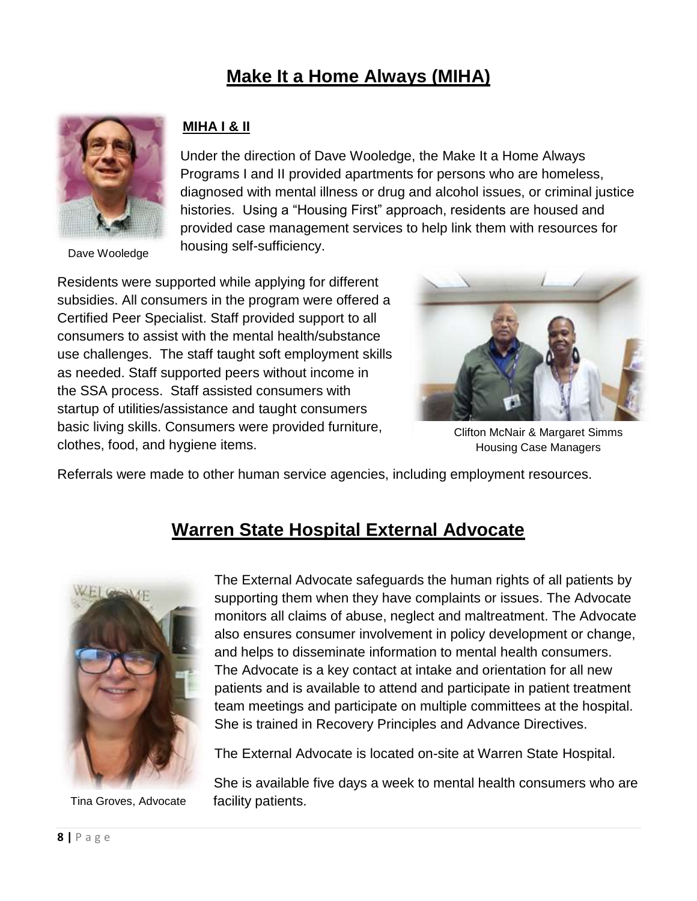# Make It a Home Always (MIHA)

### MIHA I & II

Under the direction of Dave Wooledge, the Make It a Home Always Programs I and II provided apartments for persons who are homeless, diagnosed with mental illness or drug and alcohol issues, or criminal justice histories. Using a "Housing First" approach, residents are housed and provided case management services to help link them with resources for housing self-sufficiency.

Dave Wooledge

Residents were supported while applying for different subsidies. All consumers in the program were offered a Certified Peer Specialist. Staff provided support to all consumers to assist with the mental health/substance use challenges. The staff taught soft employment skills as needed. Staff supported peers without income in the SSA process. Staff assisted consumers with startup of utilities/assistance and taught consumers basic living skills. Consumers were provided furniture, clothes, food, and hygiene items.

Clifton McNair & Margaret Simms
Housing Case Managers

Referrals were made to other human service agencies, including employment resources.

# Warren State Hospital External Advocate

The External Advocate safeguards the human rights of all patients by supporting them when they have complaints or issues. The Advocate monitors all claims of abuse, neglect and maltreatment. The Advocate also ensures consumer involvement in policy development or change, and helps to disseminate information to mental health consumers. The Advocate is a key contact at intake and orientation for all new patients and is available to attend and participate in patient treatment team meetings and participate on multiple committees at the hospital. She is trained in Recovery Principles and Advance Directives.

The External Advocate is located on-site at Warren State Hospital.

She is available five days a week to mental health consumers who are facility patients.

Tina Groves, Advocate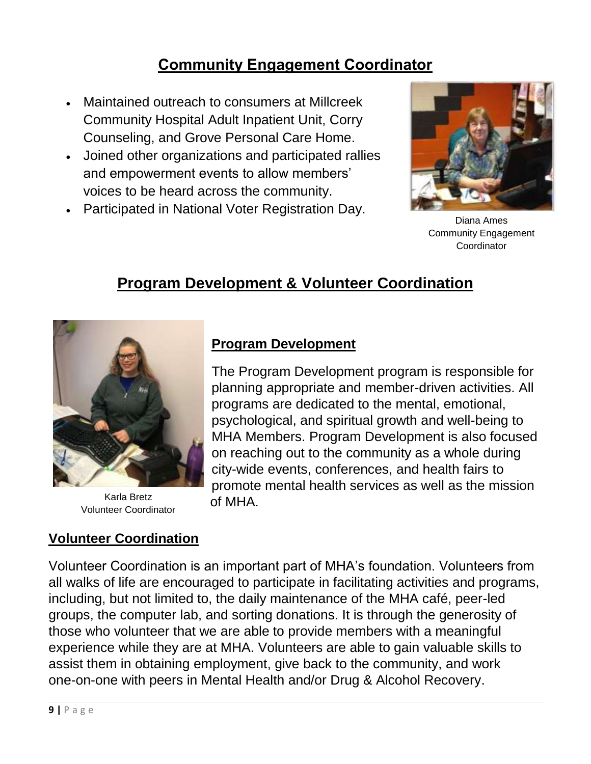## Community Engagement Coordinator

- Maintained outreach to consumers at Millcreek Community Hospital Adult Inpatient Unit, Corry Counseling, and Grove Personal Care Home.
- Joined other organizations and participated rallies and empowerment events to allow members' voices to be heard across the community.
- Participated in National Voter Registration Day.

Diana Ames
Community Engagement Coordinator

## Program Development & Volunteer Coordination

Karla Bretz
Volunteer Coordinator

### Program Development

The Program Development program is responsible for planning appropriate and member-driven activities. All programs are dedicated to the mental, emotional, psychological, and spiritual growth and well-being to MHA Members. Program Development is also focused on reaching out to the community as a whole during city-wide events, conferences, and health fairs to promote mental health services as well as the mission of MHA.

### Volunteer Coordination

Volunteer Coordination is an important part of MHA's foundation. Volunteers from all walks of life are encouraged to participate in facilitating activities and programs, including, but not limited to, the daily maintenance of the MHA café, peer-led groups, the computer lab, and sorting donations. It is through the generosity of those who volunteer that we are able to provide members with a meaningful experience while they are at MHA. Volunteers are able to gain valuable skills to assist them in obtaining employment, give back to the community, and work one-on-one with peers in Mental Health and/or Drug & Alcohol Recovery.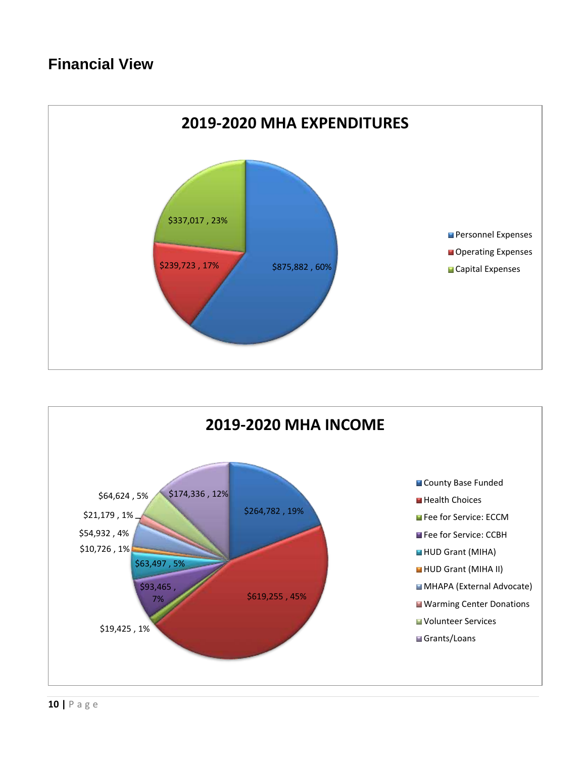## Financial View

**2019-2020 MHA EXPENDITURES**

$337,017 , 23%

$239,723 , 17%

$875,882 , 60%

Personnel Expenses

Operating Expenses

Capital Expenses

**2019-2020 MHA INCOME**

$64,624 , 5%

$174,336 , 12%

$21,179 , 1%

$264,782 , 19%

$54,932 , 4%

$10,726 , 1%

$63,497 , 5%

$93,465 , 7%

$619,255 , 45%

$19,425 , 1%

County Base Funded

Health Choices

Fee for Service: ECCM

Fee for Service: CCBH

HUD Grant (MIHA)

HUD Grant (MIHA II)

MHAPA (External Advocate)

Warming Center Donations

Volunteer Services

Grants/Loans